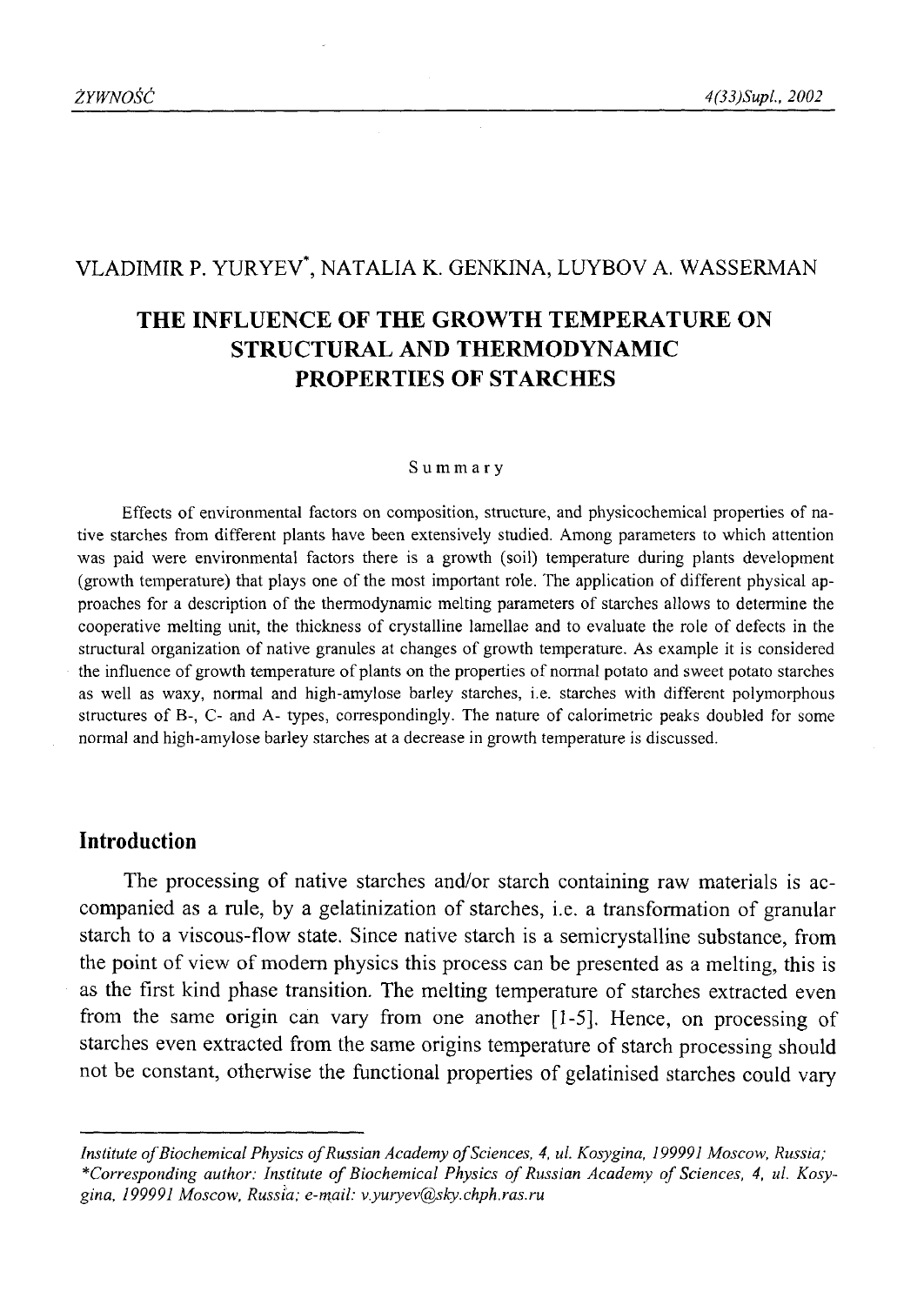VLADIMIR P. YURYEV*, NATALIA K. GENKINA, LUYBOV A. WASSERMAN

# THE INFLUENCE OF THE GROWTH TEMPERATURE ON STRUCTURAL AND THERMODYNAMIC PROPERTIES OF STARCHES

## Summary

Effects of environmental factors on composition, structure, and physicochemical properties of native starches from different plants have been extensively studied. Among parameters to which attention was paid were environmental factors there is a growth (soil) temperature during plants development (growth temperature) that plays one of the most important role. The application of different physical approaches for a description of the thermodynamic melting parameters of starches allows to determine the cooperative melting unit, the thickness of crystalline lamellae and to evaluate the role of defects in the structural organization of native granules at changes of growth temperature. As example it is considered the influence of growth temperature of plants on the properties of normal potato and sweet potato starches as well as waxy, normal and high-amylose barley starches, i.e. starches with different polymorphous structures of B-, C- and A- types, correspondingly. The nature of calorimetric peaks doubled for some normal and high-amylose barley starches at a decrease in growth temperature is discussed.

## Introduction

The processing of native starches and/or starch containing raw materials is accompanied as a rule, by a gelatinization of starches, i.e. a transformation of granular starch to a viscous-flow state. Since native starch is a semicrystalline substance, from the point of view of modern physics this process can be presented as a melting, this is as the first kind phase transition. The melting temperature of starches extracted even from the same origin can vary from one another [1-5]. Hence, on processing of starches even extracted from the same origins temperature of starch processing should not be constant, otherwise the functional properties of gelatinised starches could vary

---

*Institute of Biochemical Physics of Russian Academy of Sciences, 4, ul. Kosygina, 199991 Moscow, Russia;*
*\*Corresponding author: Institute of Biochemical Physics of Russian Academy of Sciences, 4, ul. Kosygina, 199991 Moscow, Russia; e-mail: v.yuryev@sky.chph.ras.ru*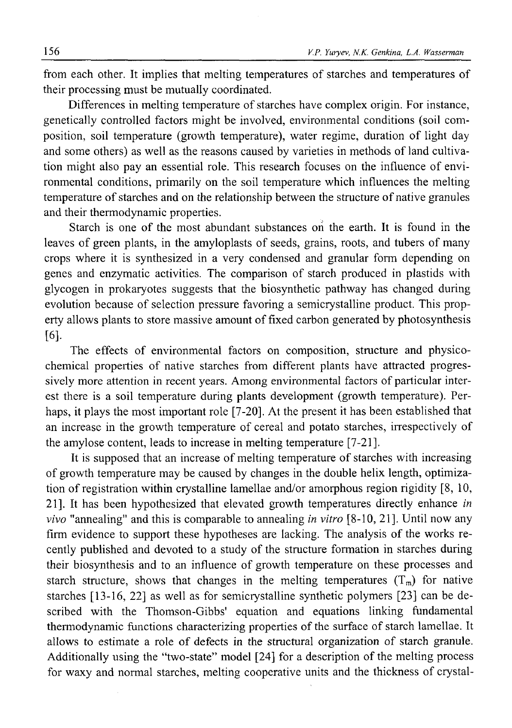from each other. It implies that melting temperatures of starches and temperatures of their processing must be mutually coordinated.

Differences in melting temperature of starches have complex origin. For instance, genetically controlled factors might be involved, environmental conditions (soil composition, soil temperature (growth temperature), water regime, duration of light day and some others) as well as the reasons caused by varieties in methods of land cultivation might also pay an essential role. This research focuses on the influence of environmental conditions, primarily on the soil temperature which influences the melting temperature of starches and on the relationship between the structure of native granules and their thermodynamic properties.

Starch is one of the most abundant substances on the earth. It is found in the leaves of green plants, in the amyloplasts of seeds, grains, roots, and tubers of many crops where it is synthesized in a very condensed and granular form depending on genes and enzymatic activities. The comparison of starch produced in plastids with glycogen in prokaryotes suggests that the biosynthetic pathway has changed during evolution because of selection pressure favoring a semicrystalline product. This property allows plants to store massive amount of fixed carbon generated by photosynthesis [6].

The effects of environmental factors on composition, structure and physico-chemical properties of native starches from different plants have attracted progressively more attention in recent years. Among environmental factors of particular interest there is a soil temperature during plants development (growth temperature). Perhaps, it plays the most important role [7-20]. At the present it has been established that an increase in the growth temperature of cereal and potato starches, irrespectively of the amylose content, leads to increase in melting temperature [7-21].

It is supposed that an increase of melting temperature of starches with increasing of growth temperature may be caused by changes in the double helix length, optimization of registration within crystalline lamellae and/or amorphous region rigidity [8, 10, 21]. It has been hypothesized that elevated growth temperatures directly enhance *in vivo* "annealing" and this is comparable to annealing *in vitro* [8-10, 21]. Until now any firm evidence to support these hypotheses are lacking. The analysis of the works recently published and devoted to a study of the structure formation in starches during their biosynthesis and to an influence of growth temperature on these processes and starch structure, shows that changes in the melting temperatures ($T_m$) for native starches [13-16, 22] as well as for semicrystalline synthetic polymers [23] can be described with the Thomson-Gibbs' equation and equations linking fundamental thermodynamic functions characterizing properties of the surface of starch lamellae. It allows to estimate a role of defects in the structural organization of starch granule. Additionally using the "two-state" model [24] for a description of the melting process for waxy and normal starches, melting cooperative units and the thickness of crystal-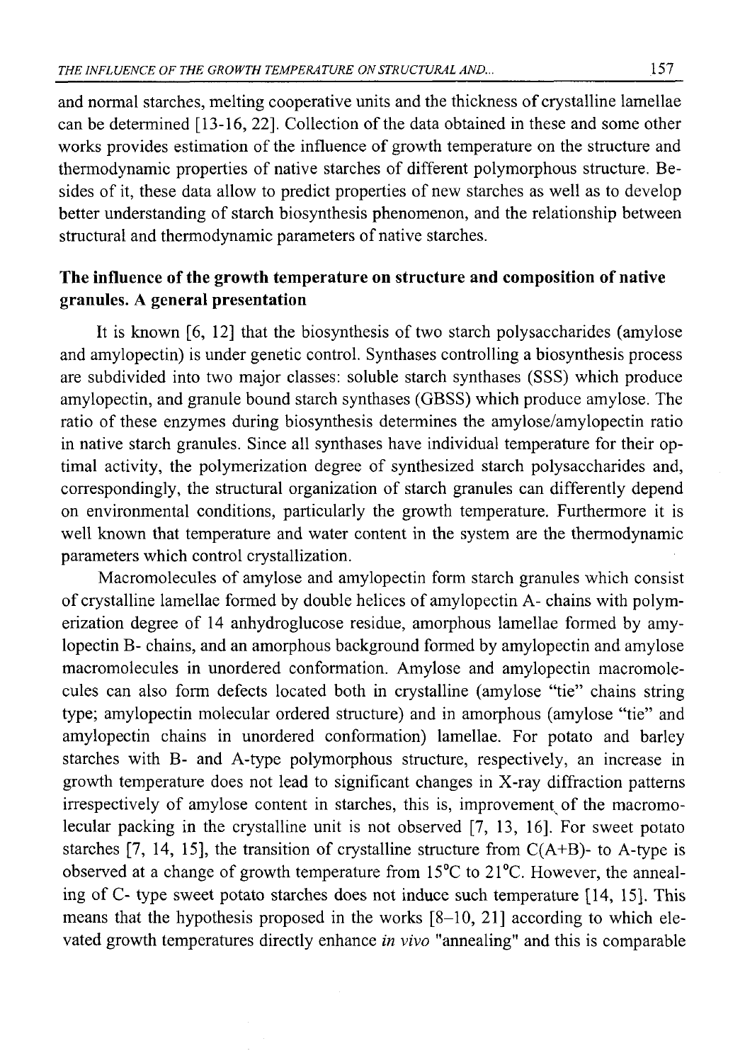and normal starches, melting cooperative units and the thickness of crystalline lamellae can be determined [13-16, 22]. Collection of the data obtained in these and some other works provides estimation of the influence of growth temperature on the structure and thermodynamic properties of native starches of different polymorphous structure. Besides of it, these data allow to predict properties of new starches as well as to develop better understanding of starch biosynthesis phenomenon, and the relationship between structural and thermodynamic parameters of native starches.

## The influence of the growth temperature on structure and composition of native granules. A general presentation

It is known [6, 12] that the biosynthesis of two starch polysaccharides (amylose and amylopectin) is under genetic control. Synthases controlling a biosynthesis process are subdivided into two major classes: soluble starch synthases (SSS) which produce amylopectin, and granule bound starch synthases (GBSS) which produce amylose. The ratio of these enzymes during biosynthesis determines the amylose/amylopectin ratio in native starch granules. Since all synthases have individual temperature for their optimal activity, the polymerization degree of synthesized starch polysaccharides and, correspondingly, the structural organization of starch granules can differently depend on environmental conditions, particularly the growth temperature. Furthermore it is well known that temperature and water content in the system are the thermodynamic parameters which control crystallization.

Macromolecules of amylose and amylopectin form starch granules which consist of crystalline lamellae formed by double helices of amylopectin A- chains with polymerization degree of 14 anhydroglucose residue, amorphous lamellae formed by amylopectin B- chains, and an amorphous background formed by amylopectin and amylose macromolecules in unordered conformation. Amylose and amylopectin macromolecules can also form defects located both in crystalline (amylose "tie" chains string type; amylopectin molecular ordered structure) and in amorphous (amylose "tie" and amylopectin chains in unordered conformation) lamellae. For potato and barley starches with B- and A-type polymorphous structure, respectively, an increase in growth temperature does not lead to significant changes in X-ray diffraction patterns irrespectively of amylose content in starches, this is, improvement of the macromolecular packing in the crystalline unit is not observed [7, 13, 16]. For sweet potato starches [7, 14, 15], the transition of crystalline structure from C(A+B)- to A-type is observed at a change of growth temperature from 15°C to 21°C. However, the annealing of C- type sweet potato starches does not induce such temperature [14, 15]. This means that the hypothesis proposed in the works [8–10, 21] according to which elevated growth temperatures directly enhance *in vivo* "annealing" and this is comparable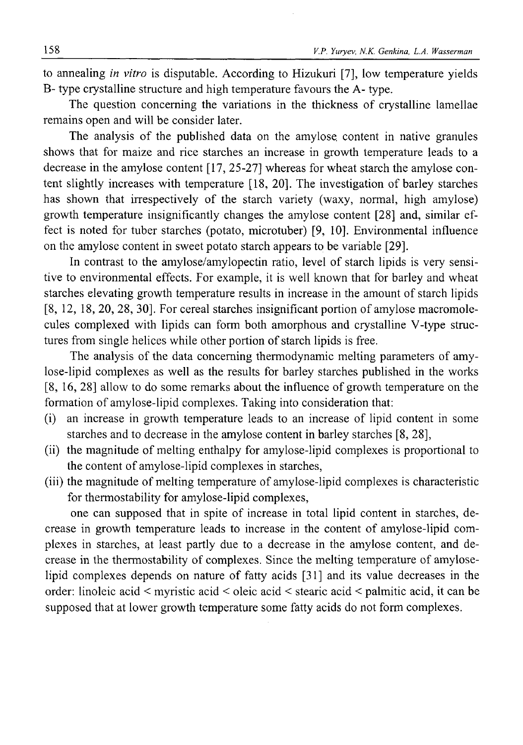to annealing *in vitro* is disputable. According to Hizukuri [7], low temperature yields B- type crystalline structure and high temperature favours the A- type.

The question concerning the variations in the thickness of crystalline lamellae remains open and will be consider later.

The analysis of the published data on the amylose content in native granules shows that for maize and rice starches an increase in growth temperature leads to a decrease in the amylose content [17, 25-27] whereas for wheat starch the amylose content slightly increases with temperature [18, 20]. The investigation of barley starches has shown that irrespectively of the starch variety (waxy, normal, high amylose) growth temperature insignificantly changes the amylose content [28] and, similar effect is noted for tuber starches (potato, microtuber) [9, 10]. Environmental influence on the amylose content in sweet potato starch appears to be variable [29].

In contrast to the amylose/amylopectin ratio, level of starch lipids is very sensitive to environmental effects. For example, it is well known that for barley and wheat starches elevating growth temperature results in increase in the amount of starch lipids [8, 12, 18, 20, 28, 30]. For cereal starches insignificant portion of amylose macromolecules complexed with lipids can form both amorphous and crystalline V-type structures from single helices while other portion of starch lipids is free.

The analysis of the data concerning thermodynamic melting parameters of amylose-lipid complexes as well as the results for barley starches published in the works [8, 16, 28] allow to do some remarks about the influence of growth temperature on the formation of amylose-lipid complexes. Taking into consideration that:

(i) an increase in growth temperature leads to an increase of lipid content in some starches and to decrease in the amylose content in barley starches [8, 28],
(ii) the magnitude of melting enthalpy for amylose-lipid complexes is proportional to the content of amylose-lipid complexes in starches,
(iii) the magnitude of melting temperature of amylose-lipid complexes is characteristic for thermostability for amylose-lipid complexes,

one can supposed that in spite of increase in total lipid content in starches, decrease in growth temperature leads to increase in the content of amylose-lipid complexes in starches, at least partly due to a decrease in the amylose content, and decrease in the thermostability of complexes. Since the melting temperature of amylose-lipid complexes depends on nature of fatty acids [31] and its value decreases in the order: linoleic acid < myristic acid < oleic acid < stearic acid < palmitic acid, it can be supposed that at lower growth temperature some fatty acids do not form complexes.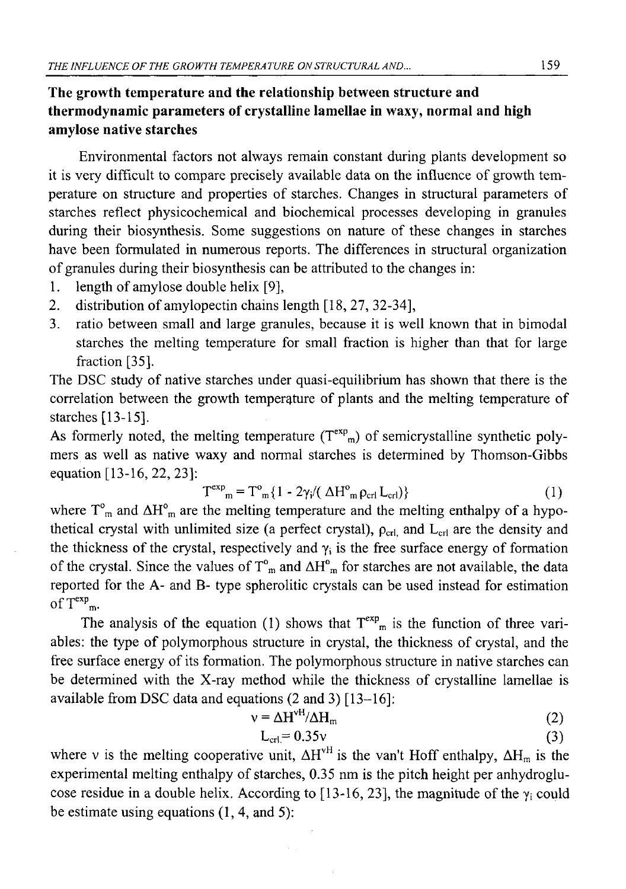## The growth temperature and the relationship between structure and thermodynamic parameters of crystalline lamellae in waxy, normal and high amylose native starches

Environmental factors not always remain constant during plants development so it is very difficult to compare precisely available data on the influence of growth temperature on structure and properties of starches. Changes in structural parameters of starches reflect physicochemical and biochemical processes developing in granules during their biosynthesis. Some suggestions on nature of these changes in starches have been formulated in numerous reports. The differences in structural organization of granules during their biosynthesis can be attributed to the changes in:

1. length of amylose double helix [9],
2. distribution of amylopectin chains length [18, 27, 32-34],
3. ratio between small and large granules, because it is well known that in bimodal starches the melting temperature for small fraction is higher than that for large fraction [35].

The DSC study of native starches under quasi-equilibrium has shown that there is the correlation between the growth temperature of plants and the melting temperature of starches [13-15].

As formerly noted, the melting temperature ($T^{exp}_m$) of semicrystalline synthetic polymers as well as native waxy and normal starches is determined by Thomson-Gibbs equation [13-16, 22, 23]:

$$T^{exp}_m = T^o_m\{1 - 2\gamma_i/(\Delta H^o_m \rho_{crl} L_{crl})\} \qquad (1)$$

where $T^o_m$ and $\Delta H^o_m$ are the melting temperature and the melting enthalpy of a hypothetical crystal with unlimited size (a perfect crystal), $\rho_{crl}$, and $L_{crl}$ are the density and the thickness of the crystal, respectively and $\gamma_i$ is the free surface energy of formation of the crystal. Since the values of $T^o_m$ and $\Delta H^o_m$ for starches are not available, the data reported for the A- and B- type spherolitic crystals can be used instead for estimation of $T^{exp}_m$.

The analysis of the equation (1) shows that $T^{exp}_m$ is the function of three variables: the type of polymorphous structure in crystal, the thickness of crystal, and the free surface energy of its formation. The polymorphous structure in native starches can be determined with the X-ray method while the thickness of crystalline lamellae is available from DSC data and equations (2 and 3) [13–16]:

$$\nu = \Delta H^{vH}/\Delta H_m \qquad (2)$$

$$L_{crl} = 0.35\nu \qquad (3)$$

where $\nu$ is the melting cooperative unit, $\Delta H^{vH}$ is the van't Hoff enthalpy, $\Delta H_m$ is the experimental melting enthalpy of starches, 0.35 nm is the pitch height per anhydroglucose residue in a double helix. According to [13-16, 23], the magnitude of the $\gamma_i$ could be estimate using equations (1, 4, and 5):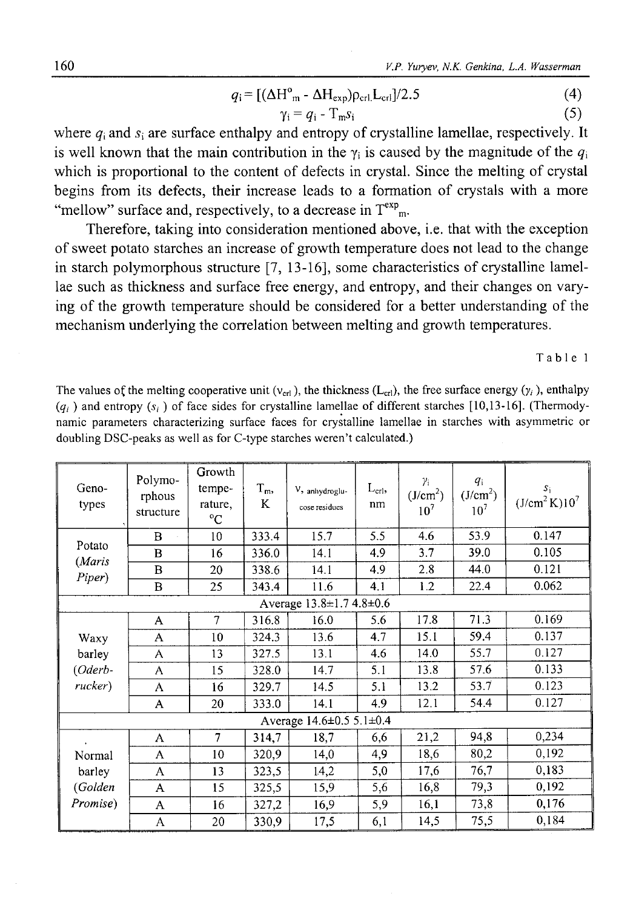$$q_i = [(\Delta H^o_m - \Delta H_{exp})\rho_{crl}.L_{crl}]/2.5 \quad (4)$$

$$\gamma_i = q_i - T_m s_i \quad (5)$$

where $q_i$ and $s_i$ are surface enthalpy and entropy of crystalline lamellae, respectively. It is well known that the main contribution in the $\gamma_i$ is caused by the magnitude of the $q_i$ which is proportional to the content of defects in crystal. Since the melting of crystal begins from its defects, their increase leads to a formation of crystals with a more "mellow" surface and, respectively, to a decrease in $T^{exp}_m$.

Therefore, taking into consideration mentioned above, i.e. that with the exception of sweet potato starches an increase of growth temperature does not lead to the change in starch polymorphous structure [7, 13-16], some characteristics of crystalline lamellae such as thickness and surface free energy, and entropy, and their changes on varying of the growth temperature should be considered for a better understanding of the mechanism underlying the correlation between melting and growth temperatures.

Table 1

The values of the melting cooperative unit ($\nu_{crl}$), the thickness ($L_{crl}$), the free surface energy ($\gamma_i$), enthalpy ($q_i$) and entropy ($s_i$) of face sides for crystalline lamellae of different starches [10,13-16]. (Thermodynamic parameters characterizing surface faces for crystalline lamellae in starches with asymmetric or doubling DSC-peaks as well as for C-type starches weren't calculated.)

| Genotypes | Polymorphous structure | Growth temperature, °C | $T_m$, K | $\nu$, anhydroglucose residues | $L_{crl}$, nm | $\gamma_i$ (J/cm²) $10^7$ | $q_i$ (J/cm²) $10^7$ | $s_i$ (J/cm² K)$10^7$ |
|---|---|---|---|---|---|---|---|---|
| Potato (*Maris Piper*) | B | 10 | 333.4 | 15.7 | 5.5 | 4.6 | 53.9 | 0.147 |
| | B | 16 | 336.0 | 14.1 | 4.9 | 3.7 | 39.0 | 0.105 |
| | B | 20 | 338.6 | 14.1 | 4.9 | 2.8 | 44.0 | 0.121 |
| | B | 25 | 343.4 | 11.6 | 4.1 | 1.2 | 22.4 | 0.062 |
| Average | | | | 13.8±1.7 | 4.8±0.6 | | | |
| Waxy barley (*Oderbrucker*) | A | 7 | 316.8 | 16.0 | 5.6 | 17.8 | 71.3 | 0.169 |
| | A | 10 | 324.3 | 13.6 | 4.7 | 15.1 | 59.4 | 0.137 |
| | A | 13 | 327.5 | 13.1 | 4.6 | 14.0 | 55.7 | 0.127 |
| | A | 15 | 328.0 | 14.7 | 5.1 | 13.8 | 57.6 | 0.133 |
| | A | 16 | 329.7 | 14.5 | 5.1 | 13.2 | 53.7 | 0.123 |
| | A | 20 | 333.0 | 14.1 | 4.9 | 12.1 | 54.4 | 0.127 |
| Average | | | | 14.6±0.5 | 5.1±0.4 | | | |
| Normal barley (*Golden Promise*) | A | 7 | 314,7 | 18,7 | 6,6 | 21,2 | 94,8 | 0,234 |
| | A | 10 | 320,9 | 14,0 | 4,9 | 18,6 | 80,2 | 0,192 |
| | A | 13 | 323,5 | 14,2 | 5,0 | 17,6 | 76,7 | 0,183 |
| | A | 15 | 325,5 | 15,9 | 5,6 | 16,8 | 79,3 | 0,192 |
| | A | 16 | 327,2 | 16,9 | 5,9 | 16,1 | 73,8 | 0,176 |
| | A | 20 | 330,9 | 17,5 | 6,1 | 14,5 | 75,5 | 0,184 |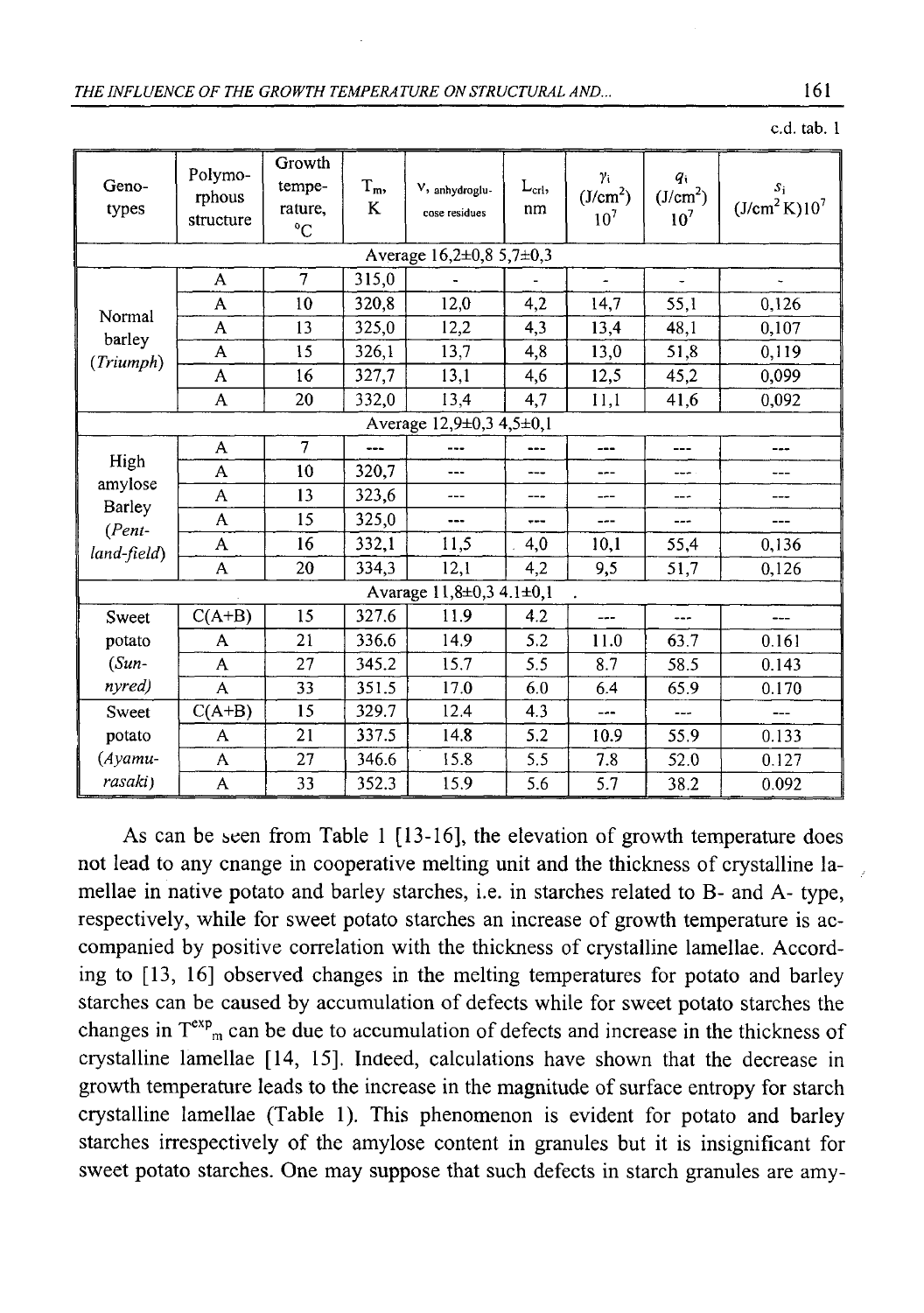c.d. tab. 1

| Geno-types | Polymo-rphous structure | Growth tempe-rature, °C | $T_m$, K | ν, anhydroglucose residues | $L_{crl}$, nm | $\gamma_i$ (J/cm$^2$) $10^7$ | $q_i$ (J/cm$^2$) $10^7$ | $s_i$ (J/cm$^2$K)$10^7$ |
|---|---|---|---|---|---|---|---|---|
| | | | | Average 16,2±0,8 5,7±0,3 | | | | |
| Normal barley (*Triumph*) | A | 7 | 315,0 | - | - | - | - | - |
| | A | 10 | 320,8 | 12,0 | 4,2 | 14,7 | 55,1 | 0,126 |
| | A | 13 | 325,0 | 12,2 | 4,3 | 13,4 | 48,1 | 0,107 |
| | A | 15 | 326,1 | 13,7 | 4,8 | 13,0 | 51,8 | 0,119 |
| | A | 16 | 327,7 | 13,1 | 4,6 | 12,5 | 45,2 | 0,099 |
| | A | 20 | 332,0 | 13,4 | 4,7 | 11,1 | 41,6 | 0,092 |
| | | | | Average 12,9±0,3 4,5±0,1 | | | | |
| High amylose Barley (*Pent-land-field*) | A | 7 | --- | --- | --- | --- | --- | --- |
| | A | 10 | 320,7 | --- | --- | --- | --- | --- |
| | A | 13 | 323,6 | --- | --- | --- | --- | --- |
| | A | 15 | 325,0 | --- | --- | --- | --- | --- |
| | A | 16 | 332,1 | 11,5 | 4,0 | 10,1 | 55,4 | 0,136 |
| | A | 20 | 334,3 | 12,1 | 4,2 | 9,5 | 51,7 | 0,126 |
| | | | | Avarage 11,8±0,3 4.1±0,1 | | | | |
| Sweet potato (*Sun-nyred*) | C(A+B) | 15 | 327.6 | 11.9 | 4.2 | --- | --- | --- |
| | A | 21 | 336.6 | 14.9 | 5.2 | 11.0 | 63.7 | 0.161 |
| | A | 27 | 345.2 | 15.7 | 5.5 | 8.7 | 58.5 | 0.143 |
| | A | 33 | 351.5 | 17.0 | 6.0 | 6.4 | 65.9 | 0.170 |
| Sweet potato (*Ayamu-rasaki*) | C(A+B) | 15 | 329.7 | 12.4 | 4.3 | --- | --- | --- |
| | A | 21 | 337.5 | 14.8 | 5.2 | 10.9 | 55.9 | 0.133 |
| | A | 27 | 346.6 | 15.8 | 5.5 | 7.8 | 52.0 | 0.127 |
| | A | 33 | 352.3 | 15.9 | 5.6 | 5.7 | 38.2 | 0.092 |

As can be seen from Table 1 [13-16], the elevation of growth temperature does not lead to any change in cooperative melting unit and the thickness of crystalline lamellae in native potato and barley starches, i.e. in starches related to B- and A- type, respectively, while for sweet potato starches an increase of growth temperature is accompanied by positive correlation with the thickness of crystalline lamellae. According to [13, 16] observed changes in the melting temperatures for potato and barley starches can be caused by accumulation of defects while for sweet potato starches the changes in $T^{exp}_m$ can be due to accumulation of defects and increase in the thickness of crystalline lamellae [14, 15]. Indeed, calculations have shown that the decrease in growth temperature leads to the increase in the magnitude of surface entropy for starch crystalline lamellae (Table 1). This phenomenon is evident for potato and barley starches irrespectively of the amylose content in granules but it is insignificant for sweet potato starches. One may suppose that such defects in starch granules are amy-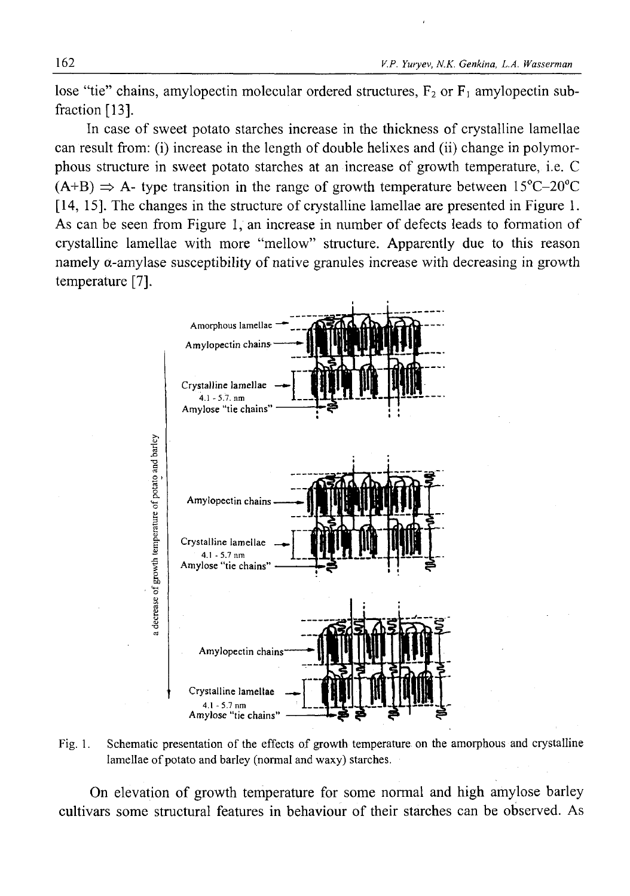lose "tie" chains, amylopectin molecular ordered structures, $F_2$ or $F_1$ amylopectin sub-fraction [13].

In case of sweet potato starches increase in the thickness of crystalline lamellae can result from: (i) increase in the length of double helixes and (ii) change in polymorphous structure in sweet potato starches at an increase of growth temperature, i.e. C (A+B) ⇒ A- type transition in the range of growth temperature between 15°C–20°C [14, 15]. The changes in the structure of crystalline lamellae are presented in Figure 1. As can be seen from Figure 1, an increase in number of defects leads to formation of crystalline lamellae with more "mellow" structure. Apparently due to this reason namely α-amylase susceptibility of native granules increase with decreasing in growth temperature [7].

Fig. 1. Schematic presentation of the effects of growth temperature on the amorphous and crystalline lamellae of potato and barley (normal and waxy) starches.

On elevation of growth temperature for some normal and high amylose barley cultivars some structural features in behaviour of their starches can be observed. As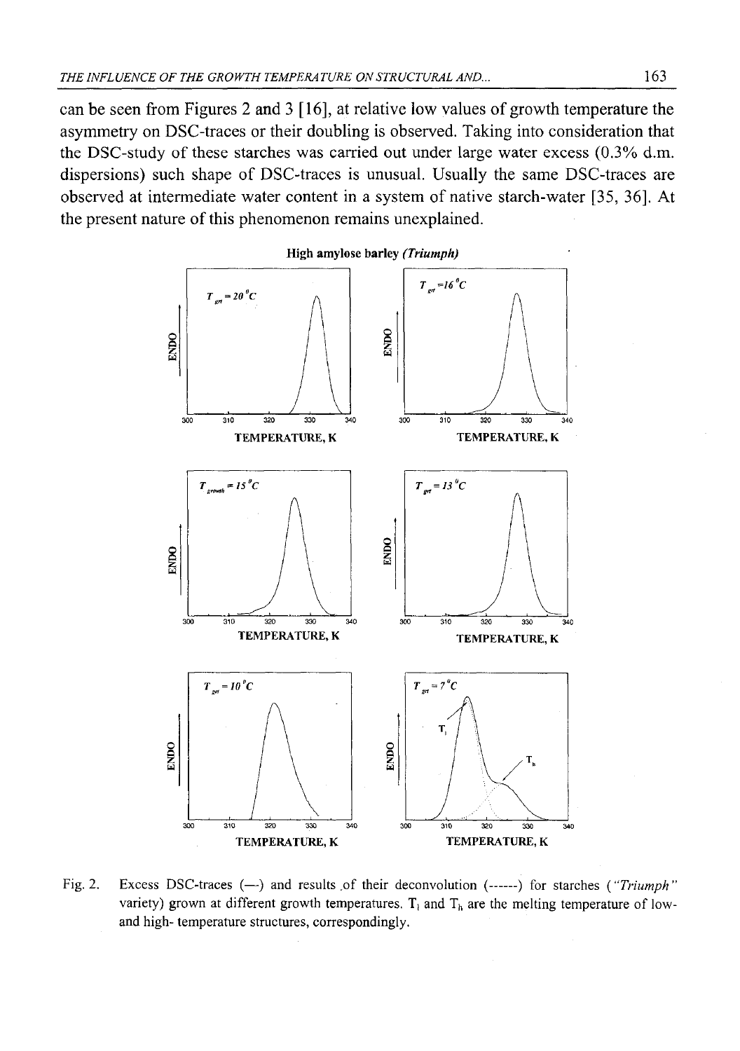can be seen from Figures 2 and 3 [16], at relative low values of growth temperature the asymmetry on DSC-traces or their doubling is observed. Taking into consideration that the DSC-study of these starches was carried out under large water excess (0.3% d.m. dispersions) such shape of DSC-traces is unusual. Usually the same DSC-traces are observed at intermediate water content in a system of native starch-water [35, 36]. At the present nature of this phenomenon remains unexplained.

Fig. 2. Excess DSC-traces (—) and results of their deconvolution (------) for starches (*"Triumph"* variety) grown at different growth temperatures. $T_l$ and $T_h$ are the melting temperature of low- and high- temperature structures, correspondingly.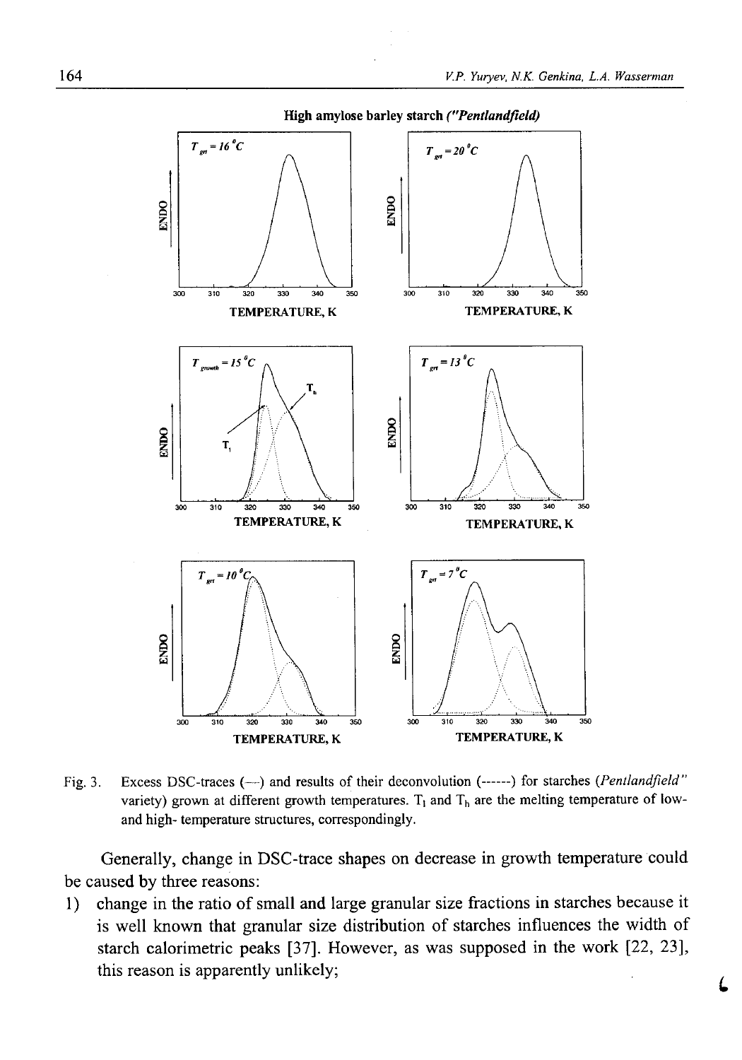High amylose barley starch ("Pentlandfield)

Fig. 3. Excess DSC-traces (—) and results of their deconvolution (------) for starches (Pentlandfield" variety) grown at different growth temperatures. $T_l$ and $T_h$ are the melting temperature of low- and high- temperature structures, correspondingly.

Generally, change in DSC-trace shapes on decrease in growth temperature could be caused by three reasons:

1) change in the ratio of small and large granular size fractions in starches because it is well known that granular size distribution of starches influences the width of starch calorimetric peaks [37]. However, as was supposed in the work [22, 23], this reason is apparently unlikely;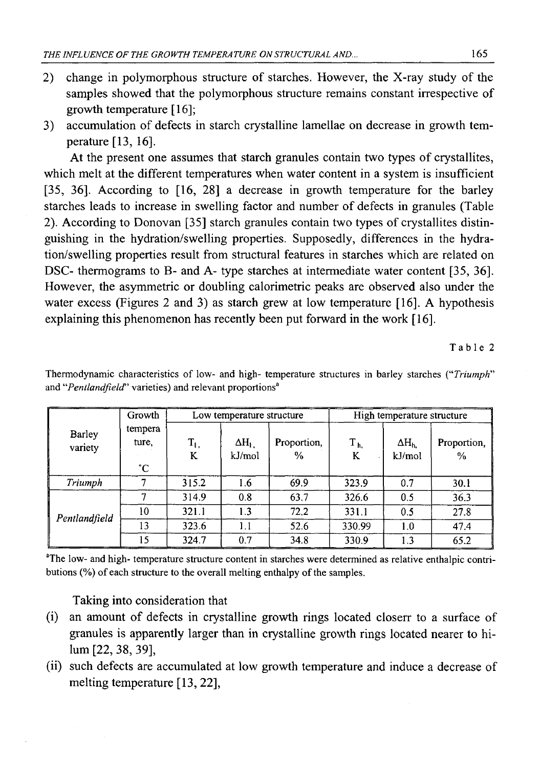2) change in polymorphous structure of starches. However, the X-ray study of the samples showed that the polymorphous structure remains constant irrespective of growth temperature [16];
3) accumulation of defects in starch crystalline lamellae on decrease in growth temperature [13, 16].

At the present one assumes that starch granules contain two types of crystallites, which melt at the different temperatures when water content in a system is insufficient [35, 36]. According to [16, 28] a decrease in growth temperature for the barley starches leads to increase in swelling factor and number of defects in granules (Table 2). According to Donovan [35] starch granules contain two types of crystallites distinguishing in the hydration/swelling properties. Supposedly, differences in the hydration/swelling properties result from structural features in starches which are related on DSC- thermograms to B- and A- type starches at intermediate water content [35, 36]. However, the asymmetric or doubling calorimetric peaks are observed also under the water excess (Figures 2 and 3) as starch grew at low temperature [16]. A hypothesis explaining this phenomenon has recently been put forward in the work [16].

Table 2

Thermodynamic characteristics of low- and high- temperature structures in barley starches (*"Triumph"* and *"Pentlandfield"* varieties) and relevant proportions[a]

| Barley variety | Growth temperature, °C | Low temperature structure | | | High temperature structure | | |
|---|---|---|---|---|---|---|---|
| | | $T_l$, K | $\Delta H_l$, kJ/mol | Proportion, % | $T_h$, K | $\Delta H_h$, kJ/mol | Proportion, % |
| *Triumph* | 7 | 315.2 | 1.6 | 69.9 | 323.9 | 0.7 | 30.1 |
| *Pentlandfield* | 7 | 314.9 | 0.8 | 63.7 | 326.6 | 0.5 | 36.3 |
| | 10 | 321.1 | 1.3 | 72.2 | 331.1 | 0.5 | 27.8 |
| | 13 | 323.6 | 1.1 | 52.6 | 330.99 | 1.0 | 47.4 |
| | 15 | 324.7 | 0.7 | 34.8 | 330.9 | 1.3 | 65.2 |

[a]The low- and high- temperature structure content in starches were determined as relative enthalpic contributions (%) of each structure to the overall melting enthalpy of the samples.

Taking into consideration that

(i) an amount of defects in crystalline growth rings located closerr to a surface of granules is apparently larger than in crystalline growth rings located nearer to hilum [22, 38, 39],
(ii) such defects are accumulated at low growth temperature and induce a decrease of melting temperature [13, 22],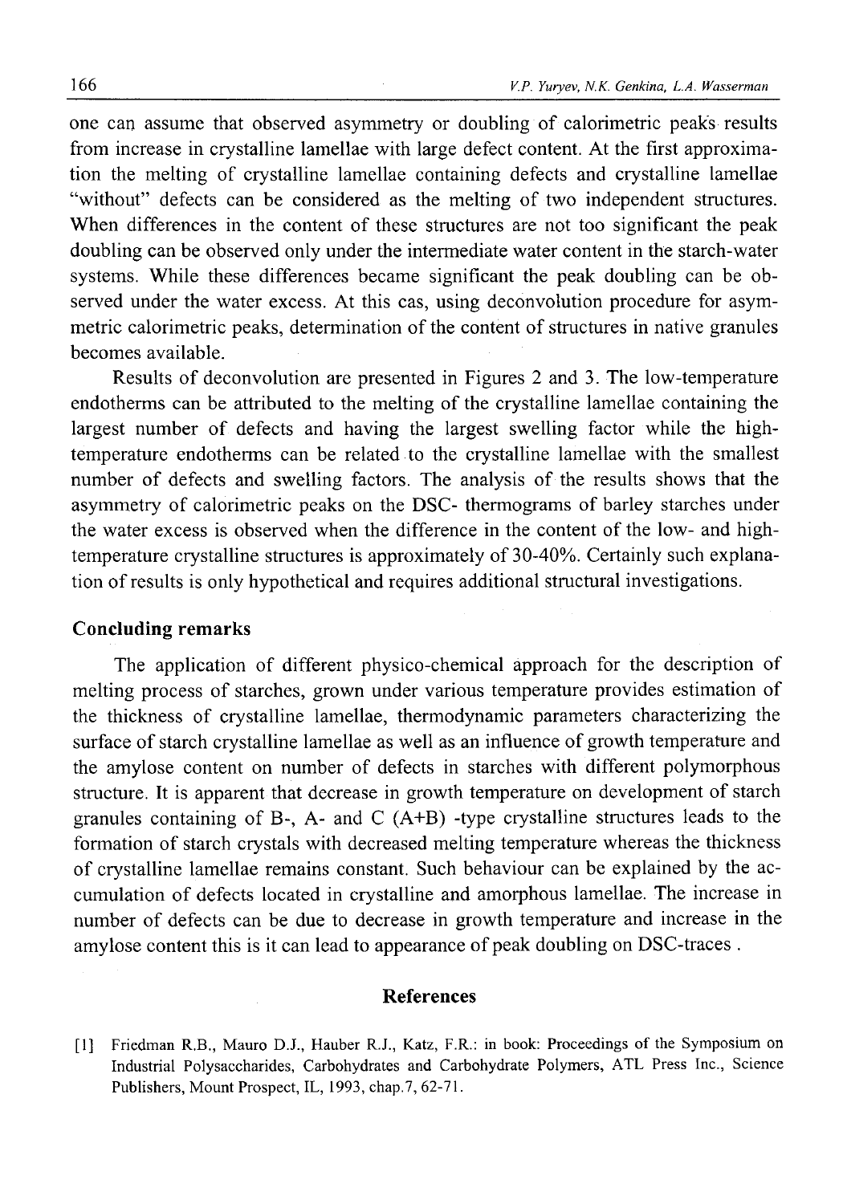one can assume that observed asymmetry or doubling of calorimetric peaks results from increase in crystalline lamellae with large defect content. At the first approximation the melting of crystalline lamellae containing defects and crystalline lamellae "without" defects can be considered as the melting of two independent structures. When differences in the content of these structures are not too significant the peak doubling can be observed only under the intermediate water content in the starch-water systems. While these differences became significant the peak doubling can be observed under the water excess. At this cas, using deconvolution procedure for asymmetric calorimetric peaks, determination of the content of structures in native granules becomes available.

Results of deconvolution are presented in Figures 2 and 3. The low-temperature endotherms can be attributed to the melting of the crystalline lamellae containing the largest number of defects and having the largest swelling factor while the high-temperature endotherms can be related to the crystalline lamellae with the smallest number of defects and swelling factors. The analysis of the results shows that the asymmetry of calorimetric peaks on the DSC- thermograms of barley starches under the water excess is observed when the difference in the content of the low- and high-temperature crystalline structures is approximately of 30-40%. Certainly such explanation of results is only hypothetical and requires additional structural investigations.

## Concluding remarks

The application of different physico-chemical approach for the description of melting process of starches, grown under various temperature provides estimation of the thickness of crystalline lamellae, thermodynamic parameters characterizing the surface of starch crystalline lamellae as well as an influence of growth temperature and the amylose content on number of defects in starches with different polymorphous structure. It is apparent that decrease in growth temperature on development of starch granules containing of B-, A- and C (A+B) -type crystalline structures leads to the formation of starch crystals with decreased melting temperature whereas the thickness of crystalline lamellae remains constant. Such behaviour can be explained by the accumulation of defects located in crystalline and amorphous lamellae. The increase in number of defects can be due to decrease in growth temperature and increase in the amylose content this is it can lead to appearance of peak doubling on DSC-traces .

## References

[1] Friedman R.B., Mauro D.J., Hauber R.J., Katz, F.R.: in book: Proceedings of the Symposium on Industrial Polysaccharides, Carbohydrates and Carbohydrate Polymers, ATL Press Inc., Science Publishers, Mount Prospect, IL, 1993, chap.7, 62-71.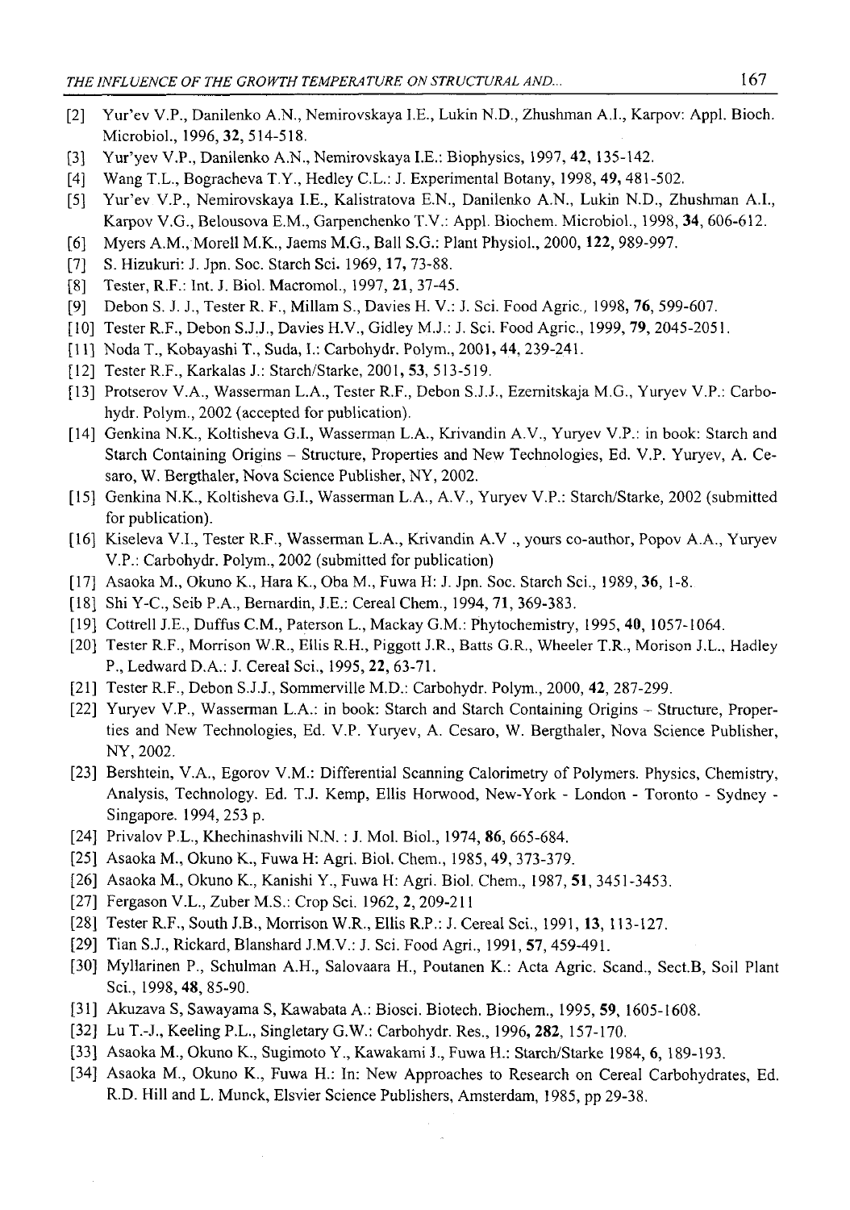[2] Yur'ev V.P., Danilenko A.N., Nemirovskaya I.E., Lukin N.D., Zhushman A.I., Karpov: Appl. Bioch. Microbiol., 1996, **32**, 514-518.

[3] Yur'yev V.P., Danilenko A.N., Nemirovskaya I.E.: Biophysics, 1997, **42**, 135-142.

[4] Wang T.L., Bogracheva T.Y., Hedley C.L.: J. Experimental Botany, 1998, **49**, 481-502.

[5] Yur'ev V.P., Nemirovskaya I.E., Kalistratova E.N., Danilenko A.N., Lukin N.D., Zhushman A.I., Karpov V.G., Belousova E.M., Garpenchenko T.V.: Appl. Biochem. Microbiol., 1998, **34**, 606-612.

[6] Myers A.M., Morell M.K., Jaems M.G., Ball S.G.: Plant Physiol., 2000, **122**, 989-997.

[7] S. Hizukuri: J. Jpn. Soc. Starch Sci. 1969, **17**, 73-88.

[8] Tester, R.F.: Int. J. Biol. Macromol., 1997, **21**, 37-45.

[9] Debon S. J. J., Tester R. F., Millam S., Davies H. V.: J. Sci. Food Agric., 1998, **76**, 599-607.

[10] Tester R.F., Debon S.J.J., Davies H.V., Gidley M.J.: J. Sci. Food Agric., 1999, **79**, 2045-2051.

[11] Noda T., Kobayashi T., Suda, I.: Carbohydr. Polym., 2001, **44**, 239-241.

[12] Tester R.F., Karkalas J.: Starch/Starke, 2001, **53**, 513-519.

[13] Protserov V.A., Wasserman L.A., Tester R.F., Debon S.J.J., Ezernitskaja M.G., Yuryev V.P.: Carbohydr. Polym., 2002 (accepted for publication).

[14] Genkina N.K., Koltisheva G.I., Wasserman L.A., Krivandin A.V., Yuryev V.P.: in book: Starch and Starch Containing Origins – Structure, Properties and New Technologies, Ed. V.P. Yuryev, A. Cesaro, W. Bergthaler, Nova Science Publisher, NY, 2002.

[15] Genkina N.K., Koltisheva G.I., Wasserman L.A., A.V., Yuryev V.P.: Starch/Starke, 2002 (submitted for publication).

[16] Kiseleva V.I., Tester R.F., Wasserman L.A., Krivandin A.V ., yours co-author, Popov A.A., Yuryev V.P.: Carbohydr. Polym., 2002 (submitted for publication)

[17] Asaoka M., Okuno K., Hara K., Oba M., Fuwa H: J. Jpn. Soc. Starch Sci., 1989, **36**, 1-8.

[18] Shi Y-C., Seib P.A., Bernardin, J.E.: Cereal Chem., 1994, **71**, 369-383.

[19] Cottrell J.E., Duffus C.M., Paterson L., Mackay G.M.: Phytochemistry, 1995, **40**, 1057-1064.

[20] Tester R.F., Morrison W.R., Ellis R.H., Piggott J.R., Batts G.R., Wheeler T.R., Morison J.L., Hadley P., Ledward D.A.: J. Cereal Sci., 1995, **22**, 63-71.

[21] Tester R.F., Debon S.J.J., Sommerville M.D.: Carbohydr. Polym., 2000, **42**, 287-299.

[22] Yuryev V.P., Wasserman L.A.: in book: Starch and Starch Containing Origins – Structure, Properties and New Technologies, Ed. V.P. Yuryev, A. Cesaro, W. Bergthaler, Nova Science Publisher, NY, 2002.

[23] Bershtein, V.A., Egorov V.M.: Differential Scanning Calorimetry of Polymers. Physics, Chemistry, Analysis, Technology. Ed. T.J. Kemp, Ellis Horwood, New-York - London - Toronto - Sydney - Singapore. 1994, 253 p.

[24] Privalov P.L., Khechinashvili N.N. : J. Mol. Biol., 1974, **86**, 665-684.

[25] Asaoka M., Okuno K., Fuwa H: Agri. Biol. Chem., 1985, **49**, 373-379.

[26] Asaoka M., Okuno K., Kanishi Y., Fuwa H: Agri. Biol. Chem., 1987, **51**, 3451-3453.

[27] Fergason V.L., Zuber M.S.: Crop Sci. 1962, **2**, 209-211

[28] Tester R.F., South J.B., Morrison W.R., Ellis R.P.: J. Cereal Sci., 1991, **13**, 113-127.

[29] Tian S.J., Rickard, Blanshard J.M.V.: J. Sci. Food Agri., 1991, **57**, 459-491.

[30] Myllarinen P., Schulman A.H., Salovaara H., Poutanen K.: Acta Agric. Scand., Sect.B, Soil Plant Sci., 1998, **48**, 85-90.

[31] Akuzava S, Sawayama S, Kawabata A.: Biosci. Biotech. Biochem., 1995, **59**, 1605-1608.

[32] Lu T.-J., Keeling P.L., Singletary G.W.: Carbohydr. Res., 1996, **282**, 157-170.

[33] Asaoka M., Okuno K., Sugimoto Y., Kawakami J., Fuwa H.: Starch/Starke 1984, **6**, 189-193.

[34] Asaoka M., Okuno K., Fuwa H.: In: New Approaches to Research on Cereal Carbohydrates, Ed. R.D. Hill and L. Munck, Elsvier Science Publishers, Amsterdam, 1985, pp 29-38.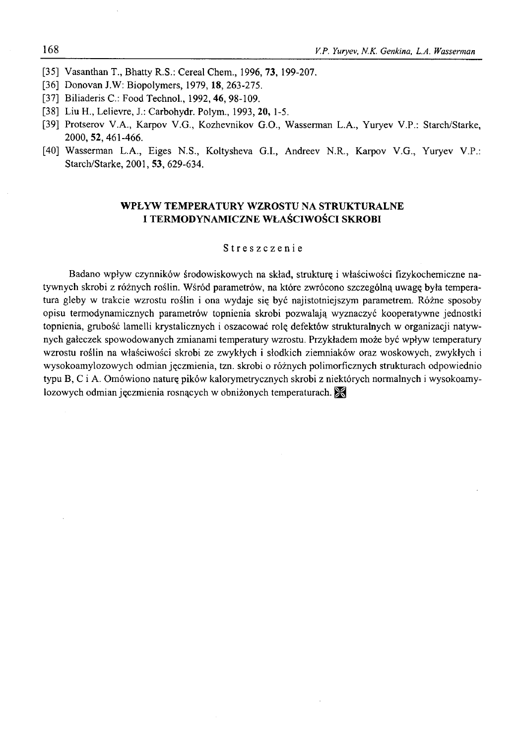[35] Vasanthan T., Bhatty R.S.: Cereal Chem., 1996, **73**, 199-207.

[36] Donovan J.W: Biopolymers, 1979, **18**, 263-275.

[37] Biliaderis C.: Food Technol., 1992, **46**, 98-109.

[38] Liu H., Lelievre, J.: Carbohydr. Polym., 1993, **20**, 1-5.

[39] Protserov V.A., Karpov V.G., Kozhevnikov G.O., Wasserman L.A., Yuryev V.P.: Starch/Starke, 2000, **52**, 461-466.

[40] Wasserman L.A., Eiges N.S., Koltysheva G.I., Andreev N.R., Karpov V.G., Yuryev V.P.: Starch/Starke, 2001, **53**, 629-634.

## WPŁYW TEMPERATURY WZROSTU NA STRUKTURALNE I TERMODYNAMICZNE WŁAŚCIWOŚCI SKROBI

### Streszczenie

Badano wpływ czynników środowiskowych na skład, strukturę i właściwości fizykochemiczne natywnych skrobi z różnych roślin. Wśród parametrów, na które zwrócono szczególną uwagę była temperatura gleby w trakcie wzrostu roślin i ona wydaje się być najistotniejszym parametrem. Różne sposoby opisu termodynamicznych parametrów topnienia skrobi pozwalają wyznaczyć kooperatywne jednostki topnienia, grubość lamelli krystalicznych i oszacować rolę defektów strukturalnych w organizacji natywnych gałeczek spowodowanych zmianami temperatury wzrostu. Przykładem może być wpływ temperatury wzrostu roślin na właściwości skrobi ze zwykłych i słodkich ziemniaków oraz woskowych, zwykłych i wysokoamylozowych odmian jęczmienia, tzn. skrobi o różnych polimorficznych strukturach odpowiednio typu B, C i A. Omówiono naturę pików kalorymetrycznych skrobi z niektórych normalnych i wysokoamylozowych odmian jęczmienia rosnących w obniżonych temperaturach.